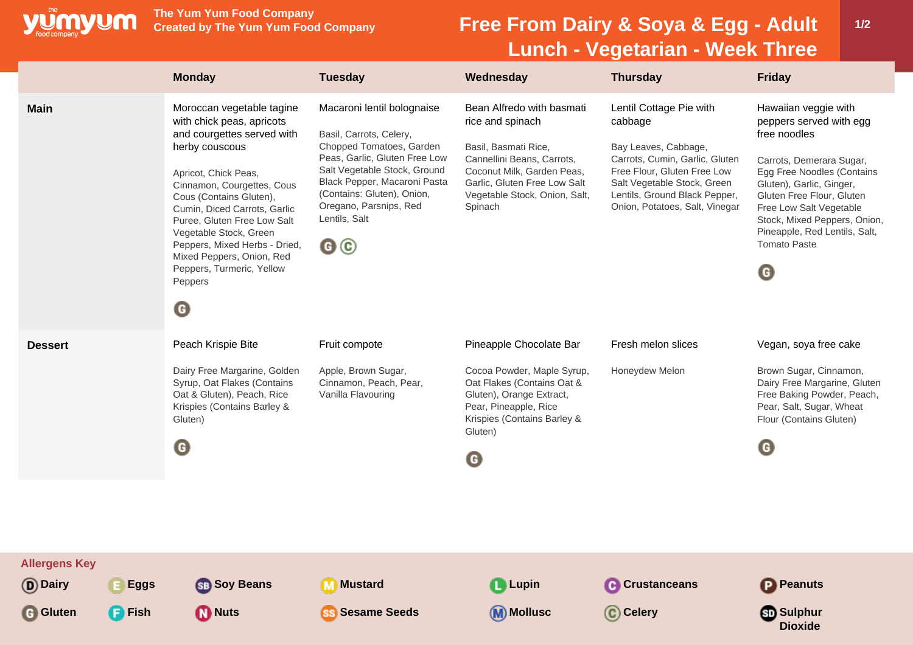# Free From Dairy & Soya & Egg - Adult Lunch - Vegetarian - Week Three

The Yum Yum Food Company
Created by The Yum Yum Food Company

| | Monday | Tuesday | Wednesday | Thursday | Friday |
|---|---|---|---|---|---|
| **Main** | Moroccan vegetable tagine with chick peas, apricots and courgettes served with herby couscous<br><br>Apricot, Chick Peas, Cinnamon, Courgettes, Cous Cous (Contains Gluten), Cumin, Diced Carrots, Garlic Puree, Gluten Free Low Salt Vegetable Stock, Green Peppers, Mixed Herbs - Dried, Mixed Peppers, Onion, Red Peppers, Turmeric, Yellow Peppers<br><br>G | Macaroni lentil bolognaise<br><br>Basil, Carrots, Celery, Chopped Tomatoes, Garden Peas, Garlic, Gluten Free Low Salt Vegetable Stock, Ground Black Pepper, Macaroni Pasta (Contains: Gluten), Onion, Oregano, Parsnips, Red Lentils, Salt<br><br>G C | Bean Alfredo with basmati rice and spinach<br><br>Basil, Basmati Rice, Cannellini Beans, Carrots, Coconut Milk, Garden Peas, Garlic, Gluten Free Low Salt Vegetable Stock, Onion, Salt, Spinach | Lentil Cottage Pie with cabbage<br><br>Bay Leaves, Cabbage, Carrots, Cumin, Garlic, Gluten Free Flour, Gluten Free Low Salt Vegetable Stock, Green Lentils, Ground Black Pepper, Onion, Potatoes, Salt, Vinegar | Hawaiian veggie with peppers served with egg free noodles<br><br>Carrots, Demerara Sugar, Egg Free Noodles (Contains Gluten), Garlic, Ginger, Gluten Free Flour, Gluten Free Low Salt Vegetable Stock, Mixed Peppers, Onion, Pineapple, Red Lentils, Salt, Tomato Paste<br><br>G |
| **Dessert** | Peach Krispie Bite<br><br>Dairy Free Margarine, Golden Syrup, Oat Flakes (Contains Oat & Gluten), Peach, Rice Krispies (Contains Barley & Gluten)<br><br>G | Fruit compote<br><br>Apple, Brown Sugar, Cinnamon, Peach, Pear, Vanilla Flavouring | Pineapple Chocolate Bar<br><br>Cocoa Powder, Maple Syrup, Oat Flakes (Contains Oat & Gluten), Orange Extract, Pear, Pineapple, Rice Krispies (Contains Barley & Gluten)<br><br>G | Fresh melon slices<br><br>Honeydew Melon | Vegan, soya free cake<br><br>Brown Sugar, Cinnamon, Dairy Free Margarine, Gluten Free Baking Powder, Peach, Pear, Salt, Sugar, Wheat Flour (Contains Gluten)<br><br>G |

## Allergens Key

- D Dairy
- E Eggs
- SB Soy Beans
- M Mustard
- L Lupin
- C Crustanceans
- P Peanuts
- G Gluten
- F Fish
- N Nuts
- SS Sesame Seeds
- M Mollusc
- C Celery
- SD Sulphur Dioxide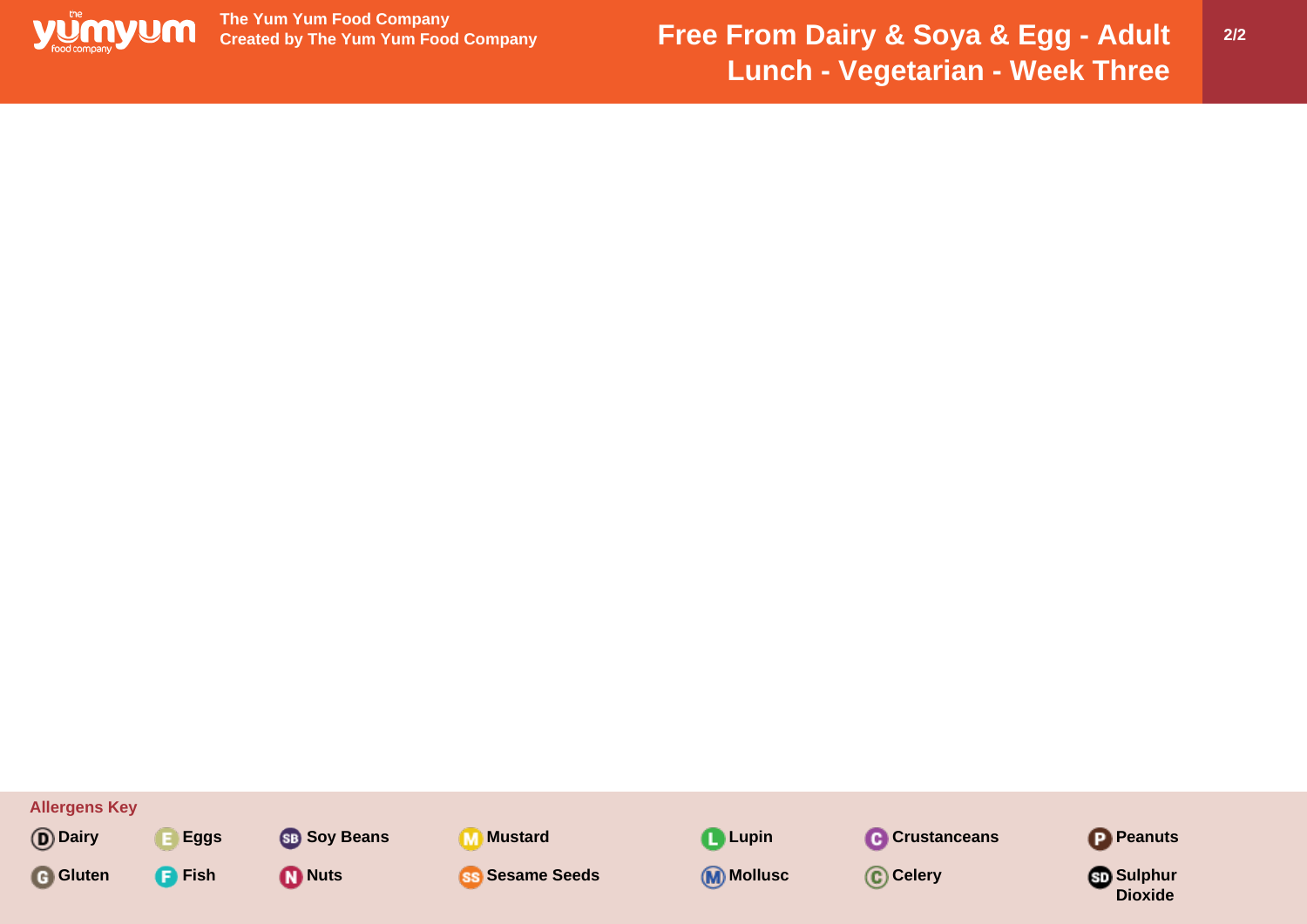## Allergens Key

| | | | | | | |
|---|---|---|---|---|---|---|
| D Dairy | E Eggs | SB Soy Beans | M Mustard | L Lupin | C Crustanceans | P Peanuts |
| G Gluten | F Fish | N Nuts | SS Sesame Seeds | M Mollusc | C Celery | SD Sulphur Dioxide |